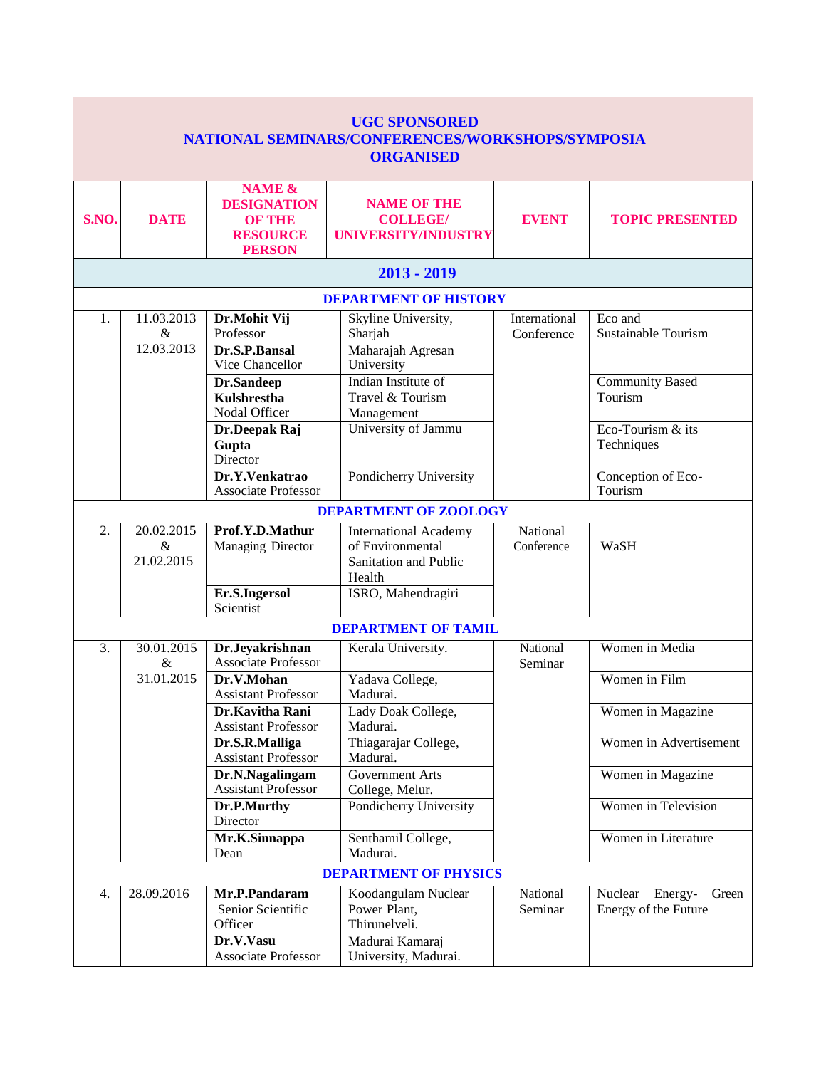## UGC SPONSORED
## NATIONAL SEMINARS/CONFERENCES/WORKSHOPS/SYMPOSIA ORGANISED

| S.NO. | DATE | NAME & DESIGNATION OF THE RESOURCE PERSON | NAME OF THE COLLEGE/ UNIVERSITY/INDUSTRY | EVENT | TOPIC PRESENTED |
|---|---|---|---|---|---|
| **2013 - 2019** | | | | | |
| **DEPARTMENT OF HISTORY** | | | | | |
| 1. | 11.03.2013 & 12.03.2013 | **Dr.Mohit Vij** Professor | Skyline University, Sharjah | International Conference | Eco and Sustainable Tourism |
| | | **Dr.S.P.Bansal** Vice Chancellor | Maharajah Agresan University | | |
| | | **Dr.Sandeep Kulshrestha** Nodal Officer | Indian Institute of Travel & Tourism Management | | Community Based Tourism |
| | | **Dr.Deepak Raj Gupta** Director | University of Jammu | | Eco-Tourism & its Techniques |
| | | **Dr.Y.Venkatrao** Associate Professor | Pondicherry University | | Conception of Eco-Tourism |
| **DEPARTMENT OF ZOOLOGY** | | | | | |
| 2. | 20.02.2015 & 21.02.2015 | **Prof.Y.D.Mathur** Managing Director | International Academy of Environmental Sanitation and Public Health | National Conference | WaSH |
| | | **Er.S.Ingersol** Scientist | ISRO, Mahendragiri | | |
| **DEPARTMENT OF TAMIL** | | | | | |
| 3. | 30.01.2015 & 31.01.2015 | **Dr.Jeyakrishnan** Associate Professor | Kerala University. | National Seminar | Women in Media |
| | | **Dr.V.Mohan** Assistant Professor | Yadava College, Madurai. | | Women in Film |
| | | **Dr.Kavitha Rani** Assistant Professor | Lady Doak College, Madurai. | | Women in Magazine |
| | | **Dr.S.R.Malliga** Assistant Professor | Thiagarajar College, Madurai. | | Women in Advertisement |
| | | **Dr.N.Nagalingam** Assistant Professor | Government Arts College, Melur. | | Women in Magazine |
| | | **Dr.P.Murthy** Director | Pondicherry University | | Women in Television |
| | | **Mr.K.Sinnappa** Dean | Senthamil College, Madurai. | | Women in Literature |
| **DEPARTMENT OF PHYSICS** | | | | | |
| 4. | 28.09.2016 | **Mr.P.Pandaram** Senior Scientific Officer | Koodangulam Nuclear Power Plant, Thirunelveli. | National Seminar | Nuclear Energy- Green Energy of the Future |
| | | **Dr.V.Vasu** Associate Professor | Madurai Kamaraj University, Madurai. | | |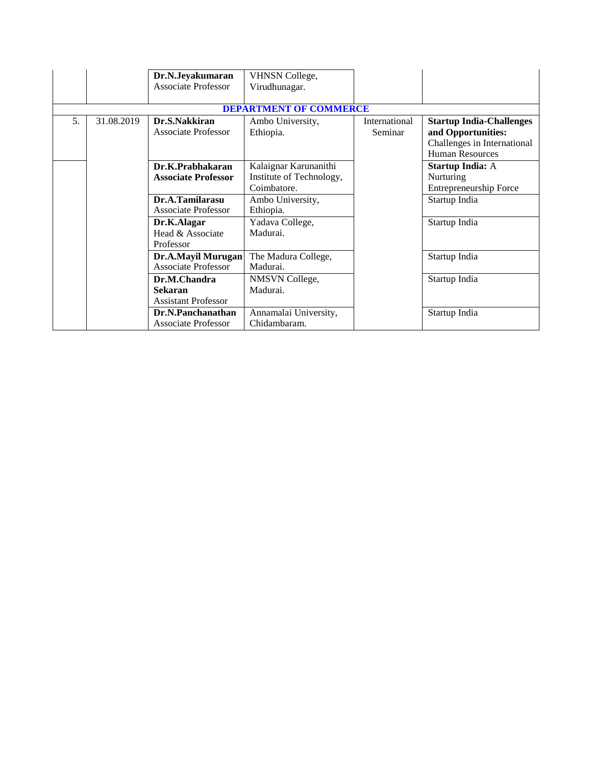| | | | | | |
|---|---|---|---|---|---|
| | | **Dr.N.Jeyakumaran** Associate Professor | VHNSN College, Virudhunagar. | | |
| **DEPARTMENT OF COMMERCE** | | | | | |
| 5. | 31.08.2019 | **Dr.S.Nakkiran** Associate Professor | Ambo University, Ethiopia. | International Seminar | **Startup India-Challenges and Opportunities:** Challenges in International Human Resources |
| | | **Dr.K.Prabhakaran** **Associate Professor** | Kalaignar Karunanithi Institute of Technology, Coimbatore. | | **Startup India:** A Nurturing Entrepreneurship Force |
| | | **Dr.A.Tamilarasu** Associate Professor | Ambo University, Ethiopia. | | Startup India |
| | | **Dr.K.Alagar** Head & Associate Professor | Yadava College, Madurai. | | Startup India |
| | | **Dr.A.Mayil Murugan** Associate Professor | The Madura College, Madurai. | | Startup India |
| | | **Dr.M.Chandra Sekaran** Assistant Professor | NMSVN College, Madurai. | | Startup India |
| | | **Dr.N.Panchanathan** Associate Professor | Annamalai University, Chidambaram. | | Startup India |